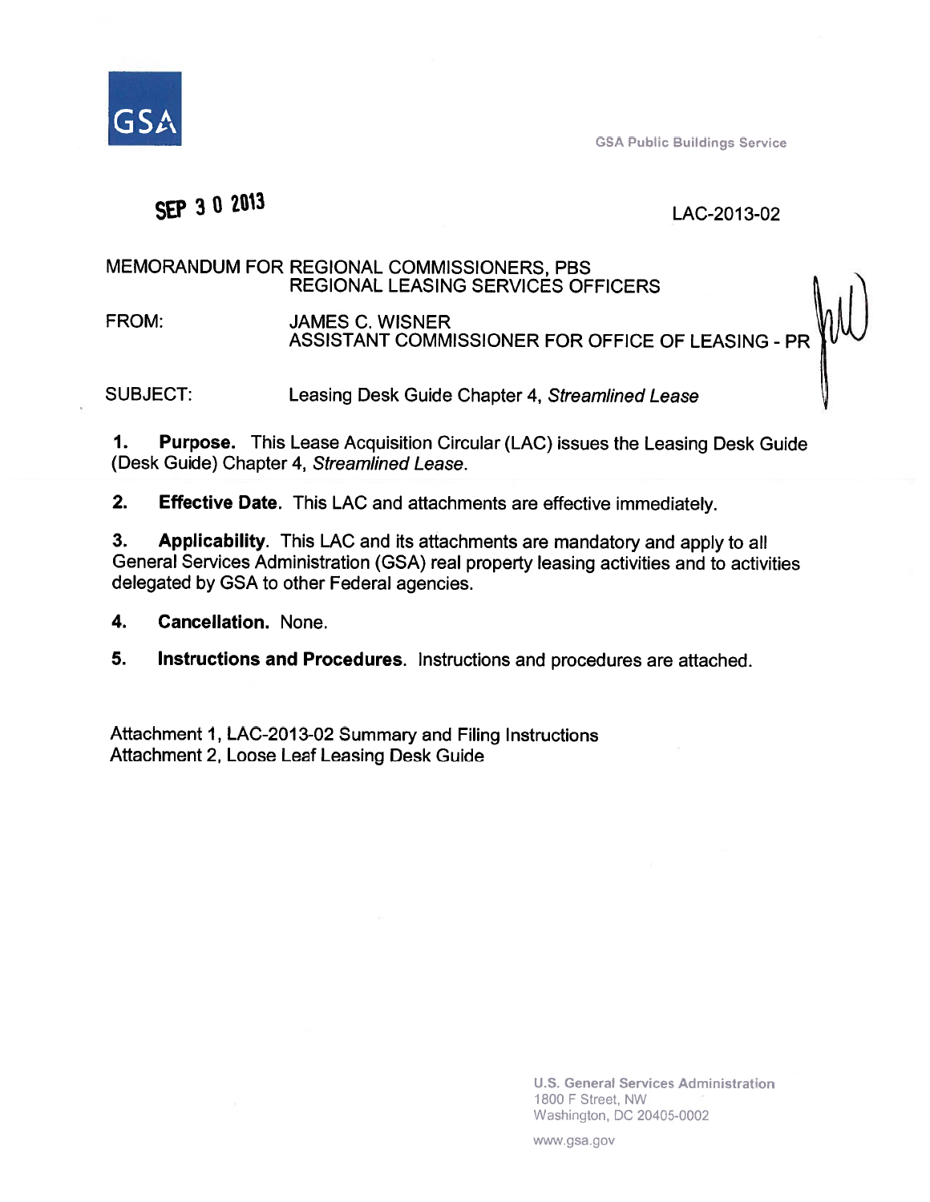GSA

GSA Public Buildings Service

SEP 3 0 2013

LAC-2013-02

MEMORANDUM FOR REGIONAL COMMISSIONERS, PBS
REGIONAL LEASING SERVICES OFFICERS

FROM: JAMES C. WISNER
ASSISTANT COMMISSIONER FOR OFFICE OF LEASING - PR

SUBJECT: Leasing Desk Guide Chapter 4, *Streamlined Lease*

1. **Purpose.** This Lease Acquisition Circular (LAC) issues the Leasing Desk Guide (Desk Guide) Chapter 4, *Streamlined Lease*.

2. **Effective Date.** This LAC and attachments are effective immediately.

3. **Applicability**. This LAC and its attachments are mandatory and apply to all General Services Administration (GSA) real property leasing activities and to activities delegated by GSA to other Federal agencies.

4. **Cancellation.** None.

5. **Instructions and Procedures**. Instructions and procedures are attached.

Attachment 1, LAC-2013-02 Summary and Filing Instructions
Attachment 2, Loose Leaf Leasing Desk Guide

U.S. General Services Administration
1800 F Street, NW
Washington, DC 20405-0002

www.gsa.gov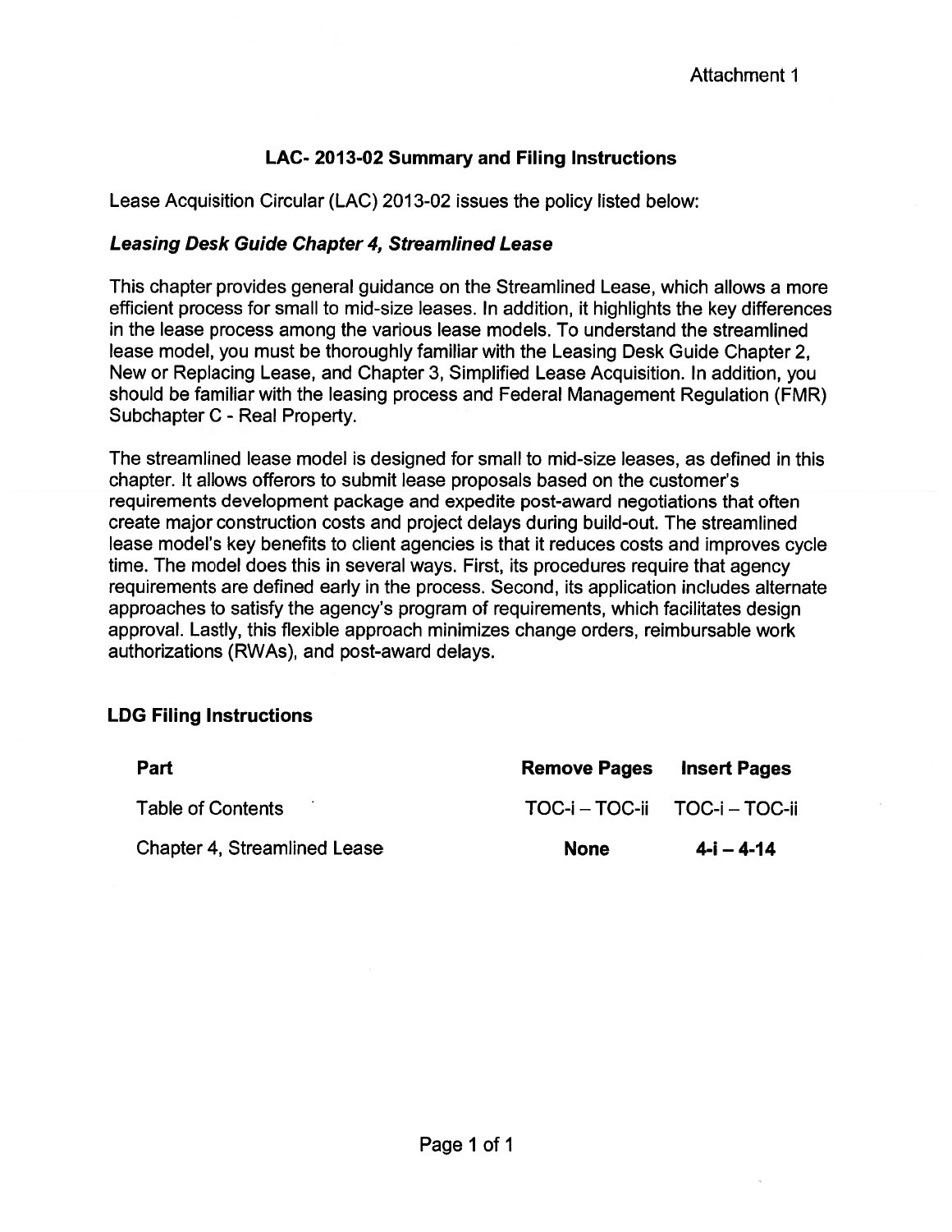Attachment 1

## LAC- 2013-02 Summary and Filing Instructions

Lease Acquisition Circular (LAC) 2013-02 issues the policy listed below:

### *Leasing Desk Guide Chapter 4, Streamlined Lease*

This chapter provides general guidance on the Streamlined Lease, which allows a more efficient process for small to mid-size leases. In addition, it highlights the key differences in the lease process among the various lease models. To understand the streamlined lease model, you must be thoroughly familiar with the Leasing Desk Guide Chapter 2, New or Replacing Lease, and Chapter 3, Simplified Lease Acquisition. In addition, you should be familiar with the leasing process and Federal Management Regulation (FMR) Subchapter C - Real Property.

The streamlined lease model is designed for small to mid-size leases, as defined in this chapter. It allows offerors to submit lease proposals based on the customer's requirements development package and expedite post-award negotiations that often create major construction costs and project delays during build-out. The streamlined lease model's key benefits to client agencies is that it reduces costs and improves cycle time. The model does this in several ways. First, its procedures require that agency requirements are defined early in the process. Second, its application includes alternate approaches to satisfy the agency's program of requirements, which facilitates design approval. Lastly, this flexible approach minimizes change orders, reimbursable work authorizations (RWAs), and post-award delays.

### LDG Filing Instructions

| Part | Remove Pages | Insert Pages |
| --- | --- | --- |
| Table of Contents | TOC-i – TOC-ii | TOC-i – TOC-ii |
| Chapter 4, Streamlined Lease | **None** | **4-i – 4-14** |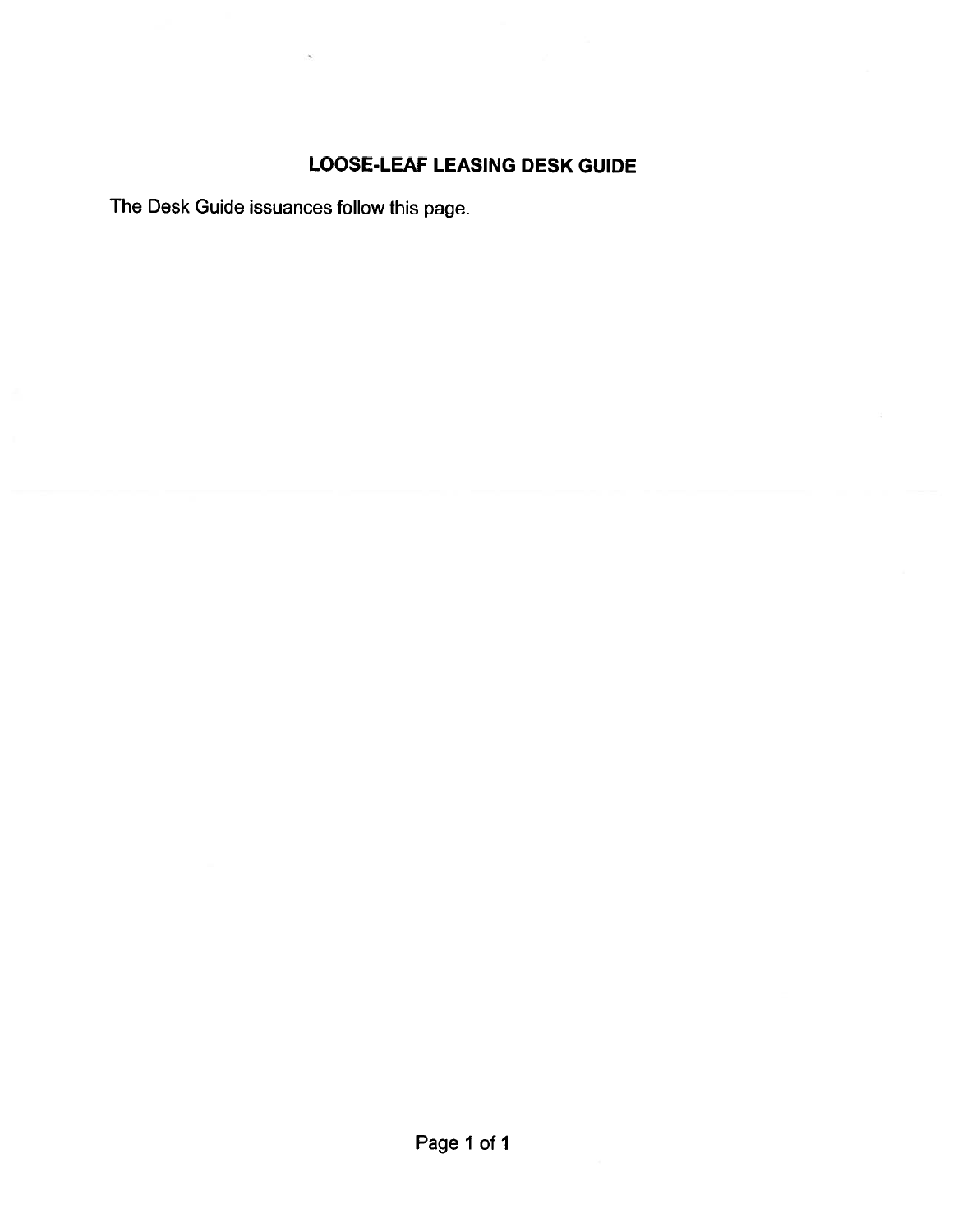# LOOSE-LEAF LEASING DESK GUIDE

The Desk Guide issuances follow this page.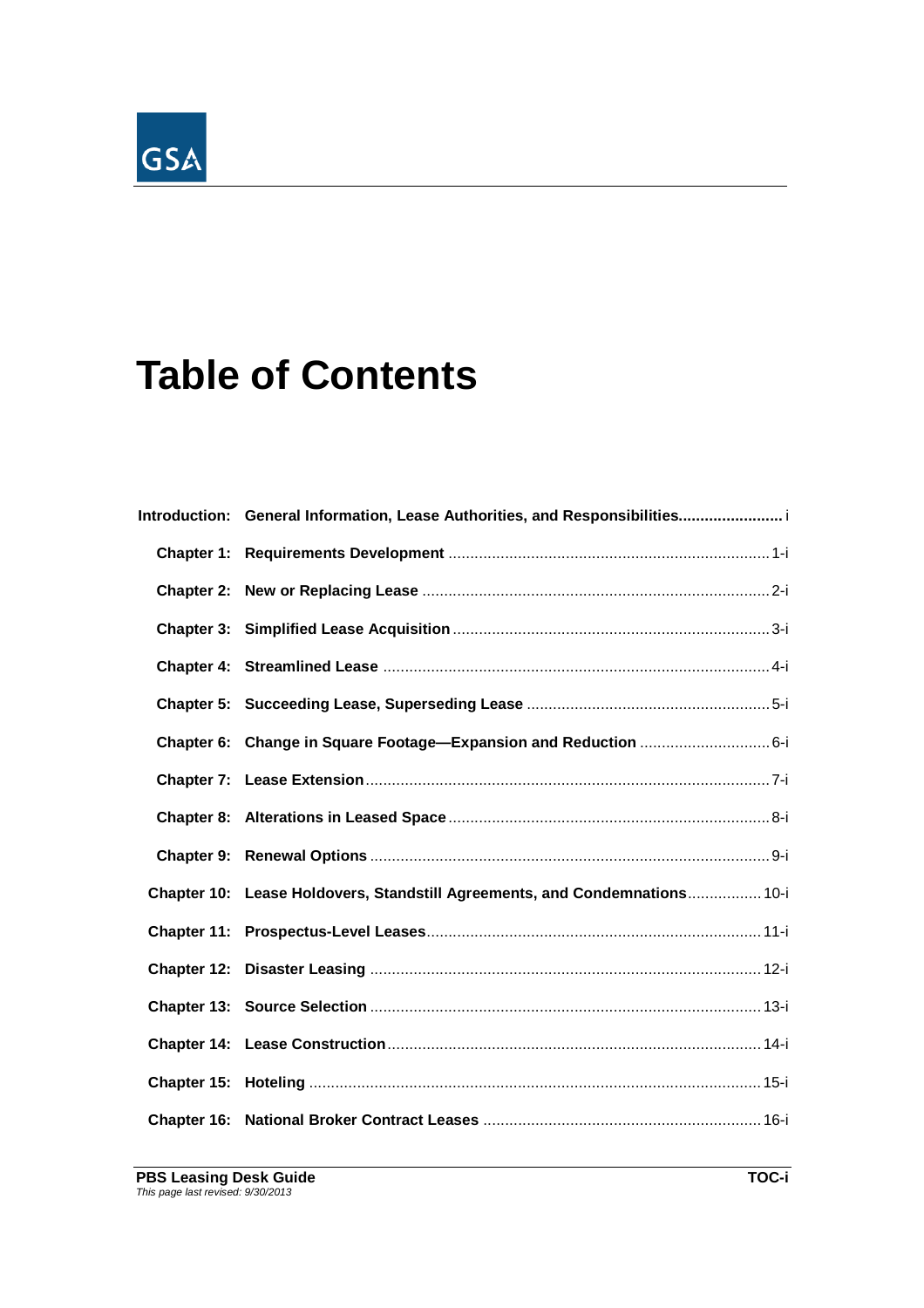# Table of Contents

| | | |
|---|---|---|
| **Introduction:** | **General Information, Lease Authorities, and Responsibilities** | i |
| **Chapter 1:** | **Requirements Development** | 1-i |
| **Chapter 2:** | **New or Replacing Lease** | 2-i |
| **Chapter 3:** | **Simplified Lease Acquisition** | 3-i |
| **Chapter 4:** | **Streamlined Lease** | 4-i |
| **Chapter 5:** | **Succeeding Lease, Superseding Lease** | 5-i |
| **Chapter 6:** | **Change in Square Footage—Expansion and Reduction** | 6-i |
| **Chapter 7:** | **Lease Extension** | 7-i |
| **Chapter 8:** | **Alterations in Leased Space** | 8-i |
| **Chapter 9:** | **Renewal Options** | 9-i |
| **Chapter 10:** | **Lease Holdovers, Standstill Agreements, and Condemnations** | 10-i |
| **Chapter 11:** | **Prospectus-Level Leases** | 11-i |
| **Chapter 12:** | **Disaster Leasing** | 12-i |
| **Chapter 13:** | **Source Selection** | 13-i |
| **Chapter 14:** | **Lease Construction** | 14-i |
| **Chapter 15:** | **Hoteling** | 15-i |
| **Chapter 16:** | **National Broker Contract Leases** | 16-i |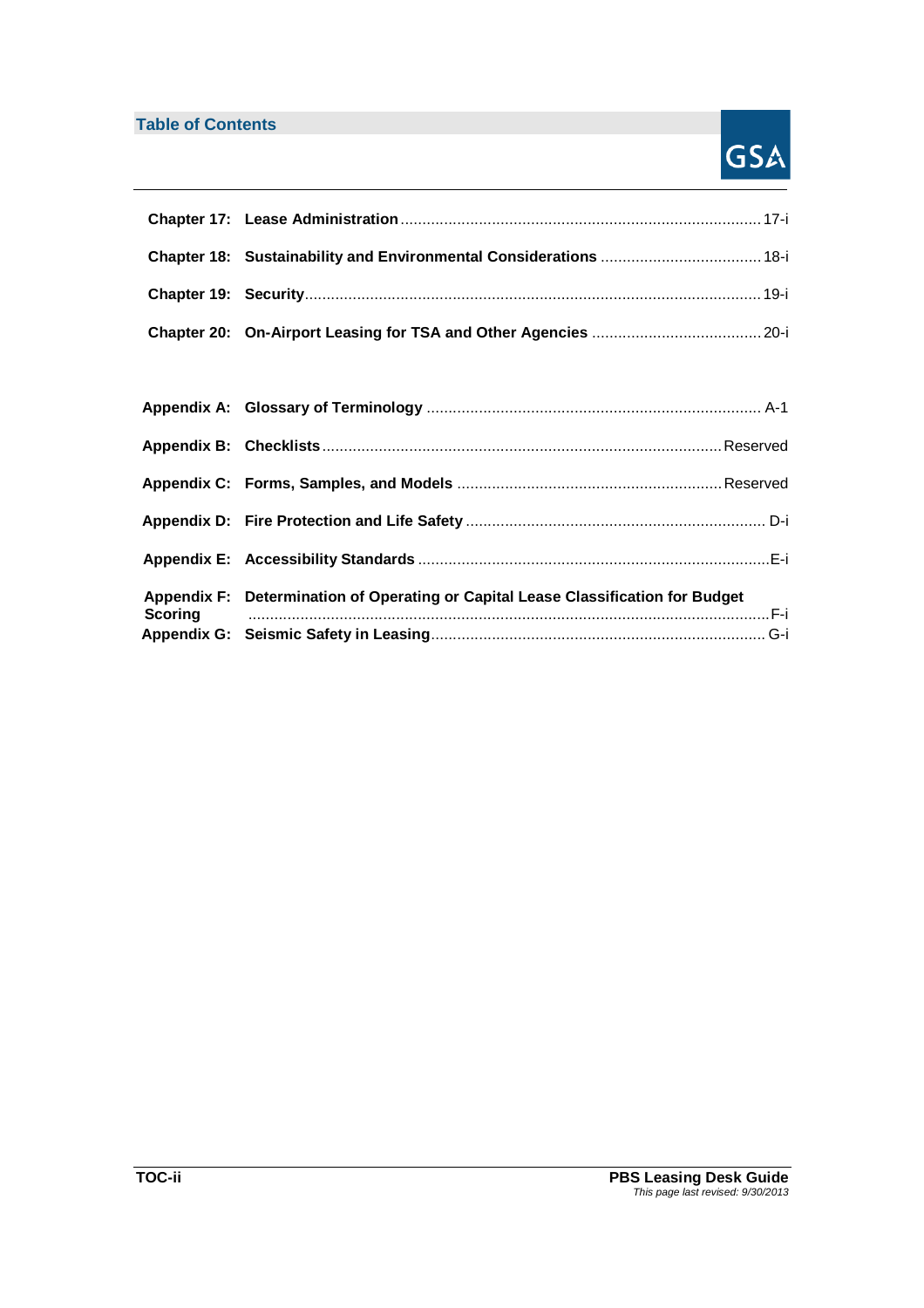## Table of Contents

| | | |
|---|---|---|
| **Chapter 17:** | **Lease Administration** | 17-i |
| **Chapter 18:** | **Sustainability and Environmental Considerations** | 18-i |
| **Chapter 19:** | **Security** | 19-i |
| **Chapter 20:** | **On-Airport Leasing for TSA and Other Agencies** | 20-i |
| **Appendix A:** | **Glossary of Terminology** | A-1 |
| **Appendix B:** | **Checklists** | Reserved |
| **Appendix C:** | **Forms, Samples, and Models** | Reserved |
| **Appendix D:** | **Fire Protection and Life Safety** | D-i |
| **Appendix E:** | **Accessibility Standards** | E-i |
| **Appendix F:** | **Determination of Operating or Capital Lease Classification for Budget Scoring** | F-i |
| **Appendix G:** | **Seismic Safety in Leasing** | G-i |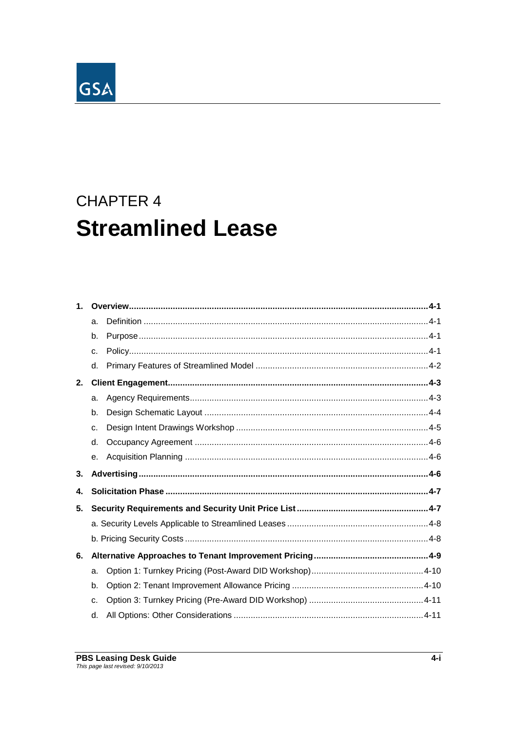CHAPTER 4

# Streamlined Lease

1. **Overview** ..... **4-1**
   - a. Definition ..... 4-1
   - b. Purpose ..... 4-1
   - c. Policy ..... 4-1
   - d. Primary Features of Streamlined Model ..... 4-2
2. **Client Engagement** ..... **4-3**
   - a. Agency Requirements ..... 4-3
   - b. Design Schematic Layout ..... 4-4
   - c. Design Intent Drawings Workshop ..... 4-5
   - d. Occupancy Agreement ..... 4-6
   - e. Acquisition Planning ..... 4-6
3. **Advertising** ..... **4-6**
4. **Solicitation Phase** ..... **4-7**
5. **Security Requirements and Security Unit Price List** ..... **4-7**
   - a. Security Levels Applicable to Streamlined Leases ..... 4-8
   - b. Pricing Security Costs ..... 4-8
6. **Alternative Approaches to Tenant Improvement Pricing** ..... **4-9**
   - a. Option 1: Turnkey Pricing (Post-Award DID Workshop) ..... 4-10
   - b. Option 2: Tenant Improvement Allowance Pricing ..... 4-10
   - c. Option 3: Turnkey Pricing (Pre-Award DID Workshop) ..... 4-11
   - d. All Options: Other Considerations ..... 4-11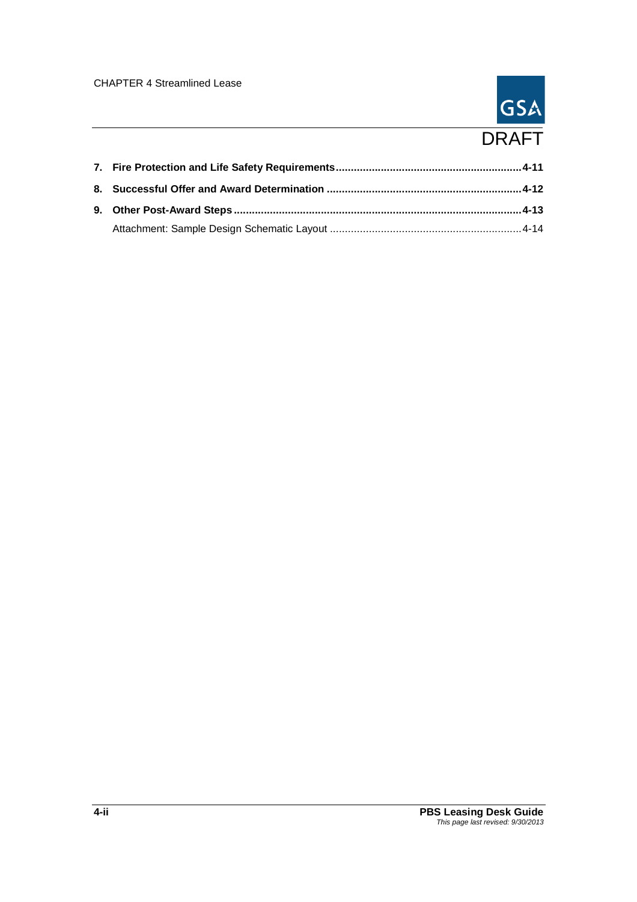**7. Fire Protection and Life Safety Requirements.............................................................4-11**

**8. Successful Offer and Award Determination ................................................................4-12**

**9. Other Post-Award Steps ..............................................................................................4-13**

Attachment: Sample Design Schematic Layout ................................................................4-14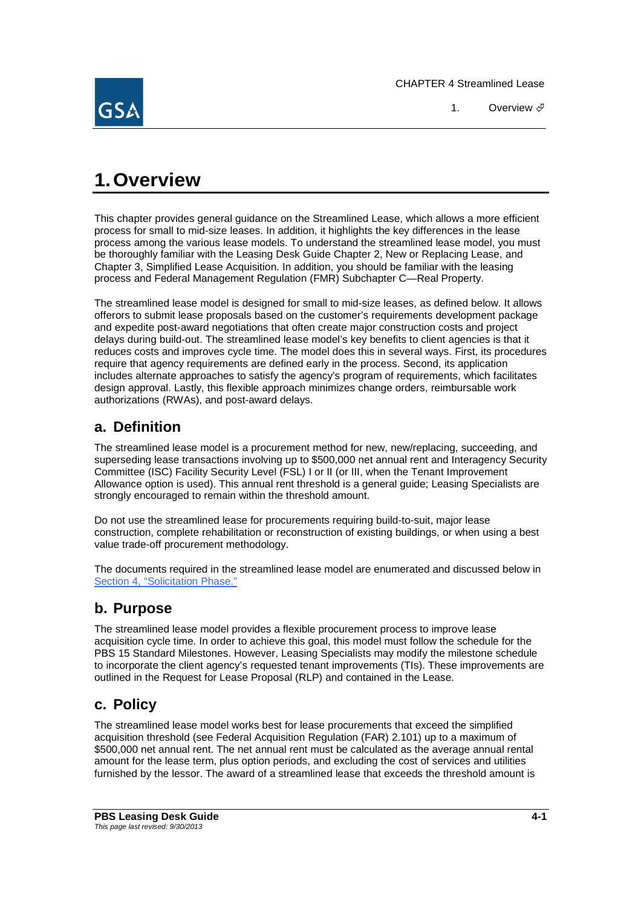# 1. Overview

This chapter provides general guidance on the Streamlined Lease, which allows a more efficient process for small to mid-size leases. In addition, it highlights the key differences in the lease process among the various lease models. To understand the streamlined lease model, you must be thoroughly familiar with the Leasing Desk Guide Chapter 2, New or Replacing Lease, and Chapter 3, Simplified Lease Acquisition. In addition, you should be familiar with the leasing process and Federal Management Regulation (FMR) Subchapter C—Real Property.

The streamlined lease model is designed for small to mid-size leases, as defined below. It allows offerors to submit lease proposals based on the customer's requirements development package and expedite post-award negotiations that often create major construction costs and project delays during build-out. The streamlined lease model's key benefits to client agencies is that it reduces costs and improves cycle time. The model does this in several ways. First, its procedures require that agency requirements are defined early in the process. Second, its application includes alternate approaches to satisfy the agency's program of requirements, which facilitates design approval. Lastly, this flexible approach minimizes change orders, reimbursable work authorizations (RWAs), and post-award delays.

## a. Definition

The streamlined lease model is a procurement method for new, new/replacing, succeeding, and superseding lease transactions involving up to $500,000 net annual rent and Interagency Security Committee (ISC) Facility Security Level (FSL) I or II (or III, when the Tenant Improvement Allowance option is used). This annual rent threshold is a general guide; Leasing Specialists are strongly encouraged to remain within the threshold amount.

Do not use the streamlined lease for procurements requiring build-to-suit, major lease construction, complete rehabilitation or reconstruction of existing buildings, or when using a best value trade-off procurement methodology.

The documents required in the streamlined lease model are enumerated and discussed below in Section 4, "Solicitation Phase."

## b. Purpose

The streamlined lease model provides a flexible procurement process to improve lease acquisition cycle time. In order to achieve this goal, this model must follow the schedule for the PBS 15 Standard Milestones. However, Leasing Specialists may modify the milestone schedule to incorporate the client agency's requested tenant improvements (TIs). These improvements are outlined in the Request for Lease Proposal (RLP) and contained in the Lease.

## c. Policy

The streamlined lease model works best for lease procurements that exceed the simplified acquisition threshold (see Federal Acquisition Regulation (FAR) 2.101) up to a maximum of $500,000 net annual rent. The net annual rent must be calculated as the average annual rental amount for the lease term, plus option periods, and excluding the cost of services and utilities furnished by the lessor. The award of a streamlined lease that exceeds the threshold amount is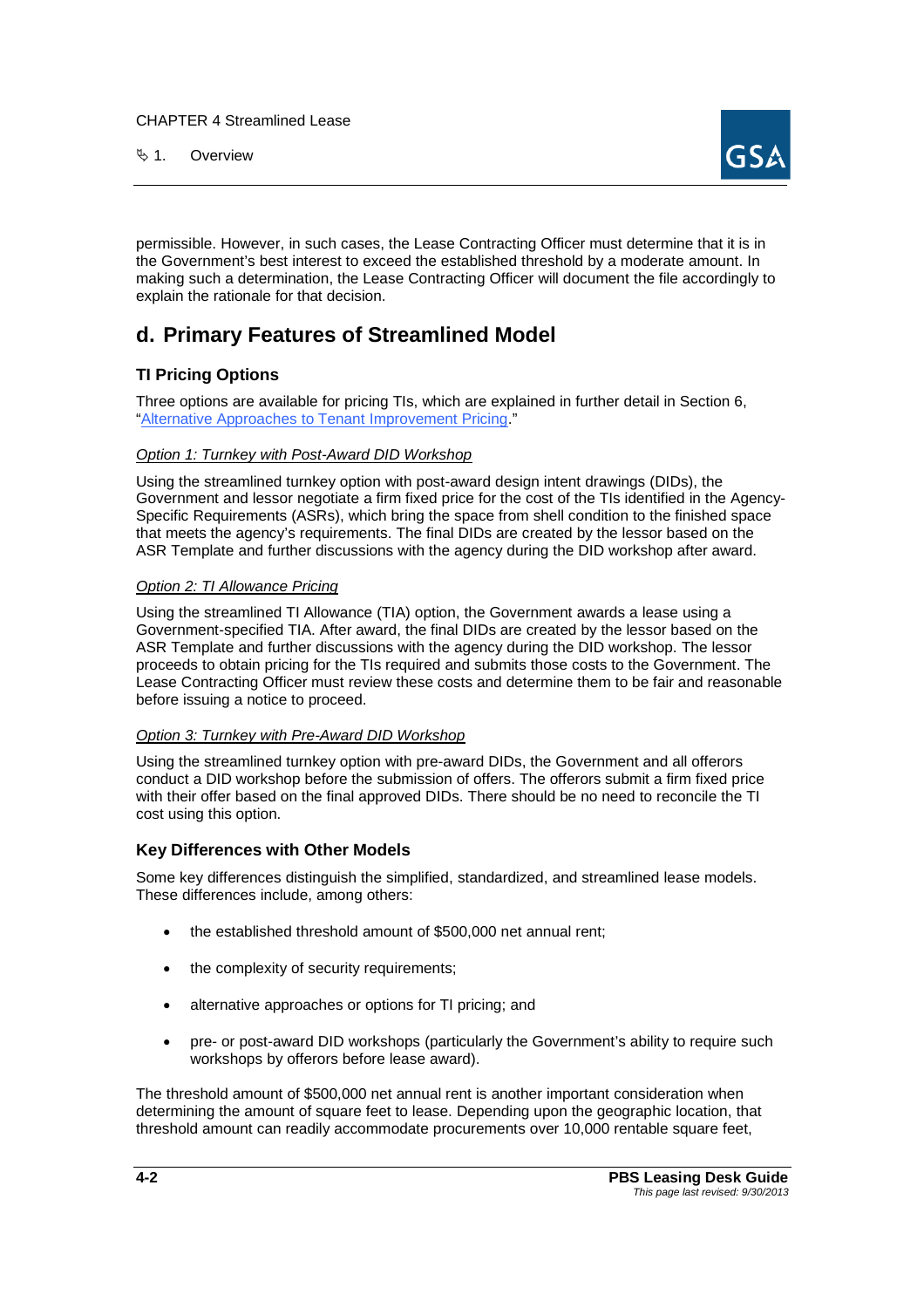permissible. However, in such cases, the Lease Contracting Officer must determine that it is in the Government's best interest to exceed the established threshold by a moderate amount. In making such a determination, the Lease Contracting Officer will document the file accordingly to explain the rationale for that decision.

## d. Primary Features of Streamlined Model

### TI Pricing Options

Three options are available for pricing TIs, which are explained in further detail in Section 6, "Alternative Approaches to Tenant Improvement Pricing."

*Option 1: Turnkey with Post-Award DID Workshop*

Using the streamlined turnkey option with post-award design intent drawings (DIDs), the Government and lessor negotiate a firm fixed price for the cost of the TIs identified in the Agency-Specific Requirements (ASRs), which bring the space from shell condition to the finished space that meets the agency's requirements. The final DIDs are created by the lessor based on the ASR Template and further discussions with the agency during the DID workshop after award.

*Option 2: TI Allowance Pricing*

Using the streamlined TI Allowance (TIA) option, the Government awards a lease using a Government-specified TIA. After award, the final DIDs are created by the lessor based on the ASR Template and further discussions with the agency during the DID workshop. The lessor proceeds to obtain pricing for the TIs required and submits those costs to the Government. The Lease Contracting Officer must review these costs and determine them to be fair and reasonable before issuing a notice to proceed.

*Option 3: Turnkey with Pre-Award DID Workshop*

Using the streamlined turnkey option with pre-award DIDs, the Government and all offerors conduct a DID workshop before the submission of offers. The offerors submit a firm fixed price with their offer based on the final approved DIDs. There should be no need to reconcile the TI cost using this option.

### Key Differences with Other Models

Some key differences distinguish the simplified, standardized, and streamlined lease models. These differences include, among others:

- the established threshold amount of $500,000 net annual rent;
- the complexity of security requirements;
- alternative approaches or options for TI pricing; and
- pre- or post-award DID workshops (particularly the Government's ability to require such workshops by offerors before lease award).

The threshold amount of $500,000 net annual rent is another important consideration when determining the amount of square feet to lease. Depending upon the geographic location, that threshold amount can readily accommodate procurements over 10,000 rentable square feet,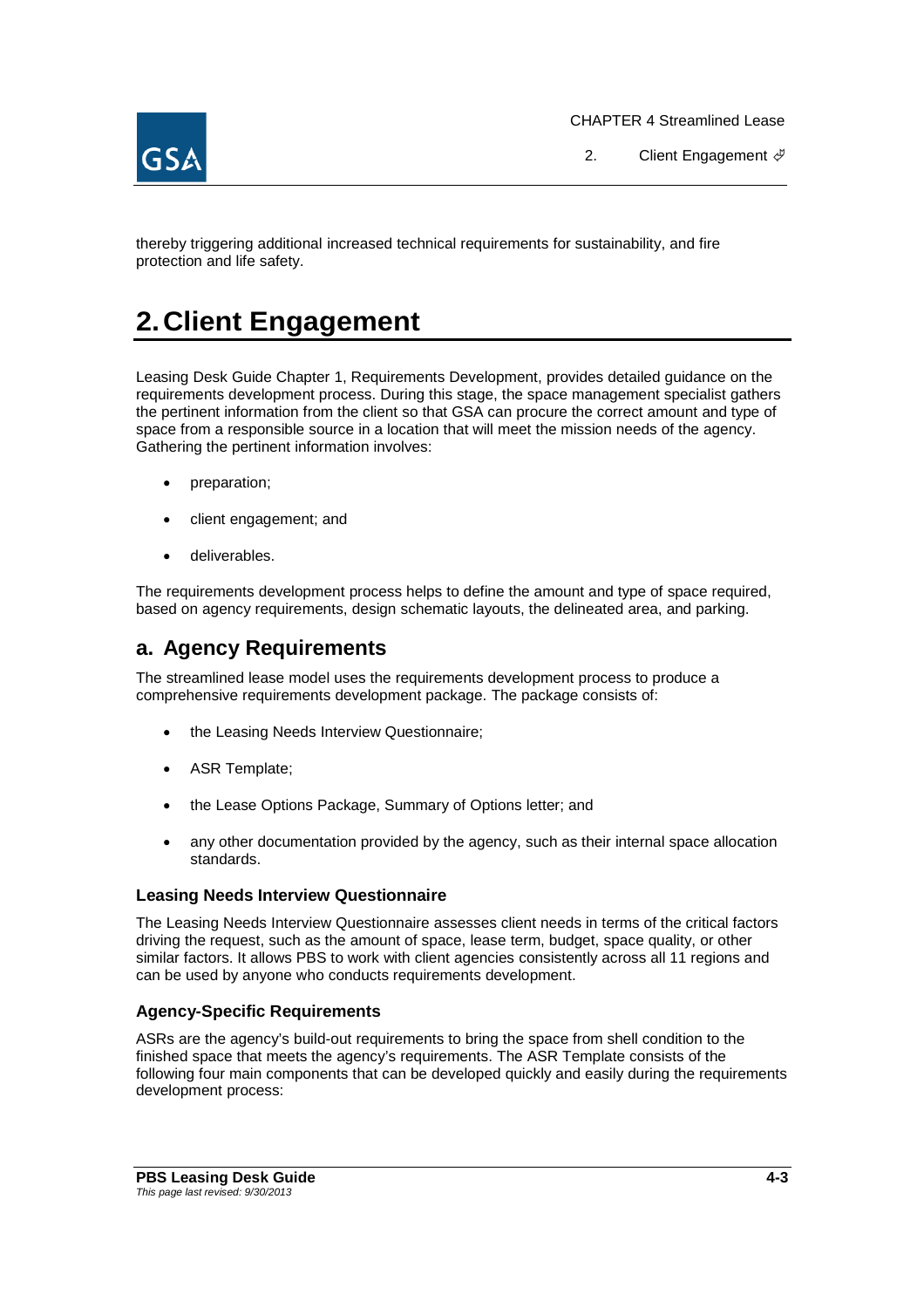thereby triggering additional increased technical requirements for sustainability, and fire protection and life safety.

# 2. Client Engagement

Leasing Desk Guide Chapter 1, Requirements Development, provides detailed guidance on the requirements development process. During this stage, the space management specialist gathers the pertinent information from the client so that GSA can procure the correct amount and type of space from a responsible source in a location that will meet the mission needs of the agency. Gathering the pertinent information involves:

- preparation;
- client engagement; and
- deliverables.

The requirements development process helps to define the amount and type of space required, based on agency requirements, design schematic layouts, the delineated area, and parking.

## a. Agency Requirements

The streamlined lease model uses the requirements development process to produce a comprehensive requirements development package. The package consists of:

- the Leasing Needs Interview Questionnaire;
- ASR Template;
- the Lease Options Package, Summary of Options letter; and
- any other documentation provided by the agency, such as their internal space allocation standards.

### Leasing Needs Interview Questionnaire

The Leasing Needs Interview Questionnaire assesses client needs in terms of the critical factors driving the request, such as the amount of space, lease term, budget, space quality, or other similar factors. It allows PBS to work with client agencies consistently across all 11 regions and can be used by anyone who conducts requirements development.

### Agency-Specific Requirements

ASRs are the agency's build-out requirements to bring the space from shell condition to the finished space that meets the agency's requirements. The ASR Template consists of the following four main components that can be developed quickly and easily during the requirements development process: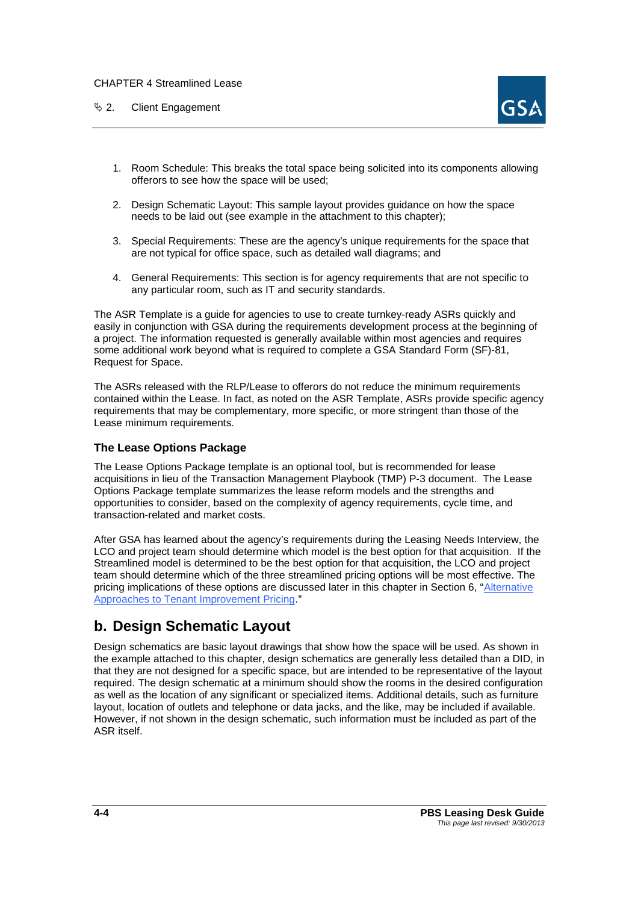1. Room Schedule: This breaks the total space being solicited into its components allowing offerors to see how the space will be used;

2. Design Schematic Layout: This sample layout provides guidance on how the space needs to be laid out (see example in the attachment to this chapter);

3. Special Requirements: These are the agency's unique requirements for the space that are not typical for office space, such as detailed wall diagrams; and

4. General Requirements: This section is for agency requirements that are not specific to any particular room, such as IT and security standards.

The ASR Template is a guide for agencies to use to create turnkey-ready ASRs quickly and easily in conjunction with GSA during the requirements development process at the beginning of a project. The information requested is generally available within most agencies and requires some additional work beyond what is required to complete a GSA Standard Form (SF)-81, Request for Space.

The ASRs released with the RLP/Lease to offerors do not reduce the minimum requirements contained within the Lease. In fact, as noted on the ASR Template, ASRs provide specific agency requirements that may be complementary, more specific, or more stringent than those of the Lease minimum requirements.

### The Lease Options Package

The Lease Options Package template is an optional tool, but is recommended for lease acquisitions in lieu of the Transaction Management Playbook (TMP) P-3 document. The Lease Options Package template summarizes the lease reform models and the strengths and opportunities to consider, based on the complexity of agency requirements, cycle time, and transaction-related and market costs.

After GSA has learned about the agency's requirements during the Leasing Needs Interview, the LCO and project team should determine which model is the best option for that acquisition. If the Streamlined model is determined to be the best option for that acquisition, the LCO and project team should determine which of the three streamlined pricing options will be most effective. The pricing implications of these options are discussed later in this chapter in Section 6, "Alternative Approaches to Tenant Improvement Pricing."

## b. Design Schematic Layout

Design schematics are basic layout drawings that show how the space will be used. As shown in the example attached to this chapter, design schematics are generally less detailed than a DID, in that they are not designed for a specific space, but are intended to be representative of the layout required. The design schematic at a minimum should show the rooms in the desired configuration as well as the location of any significant or specialized items. Additional details, such as furniture layout, location of outlets and telephone or data jacks, and the like, may be included if available. However, if not shown in the design schematic, such information must be included as part of the ASR itself.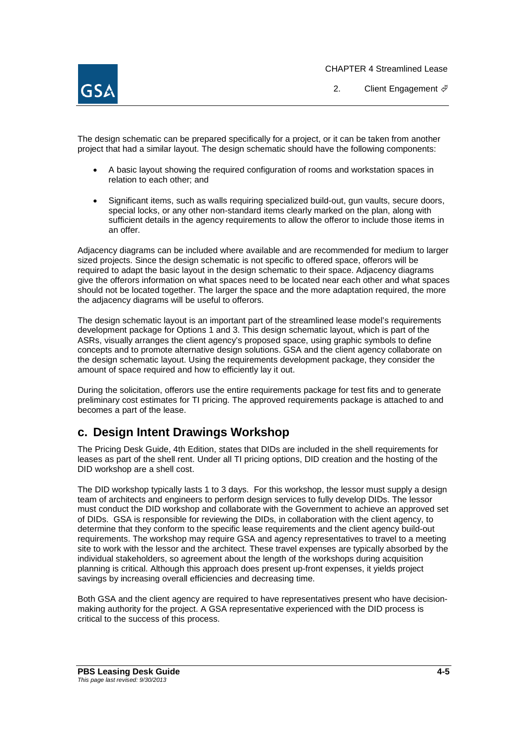The design schematic can be prepared specifically for a project, or it can be taken from another project that had a similar layout. The design schematic should have the following components:

- A basic layout showing the required configuration of rooms and workstation spaces in relation to each other; and
- Significant items, such as walls requiring specialized build-out, gun vaults, secure doors, special locks, or any other non-standard items clearly marked on the plan, along with sufficient details in the agency requirements to allow the offeror to include those items in an offer.

Adjacency diagrams can be included where available and are recommended for medium to larger sized projects. Since the design schematic is not specific to offered space, offerors will be required to adapt the basic layout in the design schematic to their space. Adjacency diagrams give the offerors information on what spaces need to be located near each other and what spaces should not be located together. The larger the space and the more adaptation required, the more the adjacency diagrams will be useful to offerors.

The design schematic layout is an important part of the streamlined lease model's requirements development package for Options 1 and 3. This design schematic layout, which is part of the ASRs, visually arranges the client agency's proposed space, using graphic symbols to define concepts and to promote alternative design solutions. GSA and the client agency collaborate on the design schematic layout. Using the requirements development package, they consider the amount of space required and how to efficiently lay it out.

During the solicitation, offerors use the entire requirements package for test fits and to generate preliminary cost estimates for TI pricing. The approved requirements package is attached to and becomes a part of the lease.

## c. Design Intent Drawings Workshop

The Pricing Desk Guide, 4th Edition, states that DIDs are included in the shell requirements for leases as part of the shell rent. Under all TI pricing options, DID creation and the hosting of the DID workshop are a shell cost.

The DID workshop typically lasts 1 to 3 days. For this workshop, the lessor must supply a design team of architects and engineers to perform design services to fully develop DIDs. The lessor must conduct the DID workshop and collaborate with the Government to achieve an approved set of DIDs. GSA is responsible for reviewing the DIDs, in collaboration with the client agency, to determine that they conform to the specific lease requirements and the client agency build-out requirements. The workshop may require GSA and agency representatives to travel to a meeting site to work with the lessor and the architect. These travel expenses are typically absorbed by the individual stakeholders, so agreement about the length of the workshops during acquisition planning is critical. Although this approach does present up-front expenses, it yields project savings by increasing overall efficiencies and decreasing time.

Both GSA and the client agency are required to have representatives present who have decision-making authority for the project. A GSA representative experienced with the DID process is critical to the success of this process.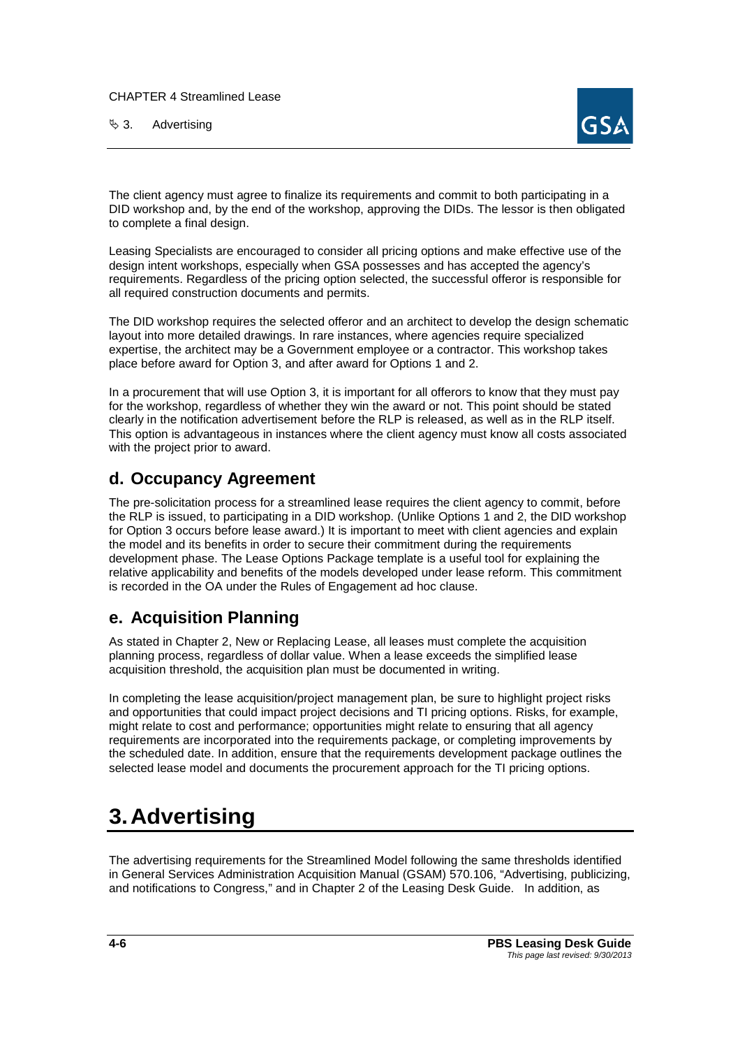The client agency must agree to finalize its requirements and commit to both participating in a DID workshop and, by the end of the workshop, approving the DIDs. The lessor is then obligated to complete a final design.

Leasing Specialists are encouraged to consider all pricing options and make effective use of the design intent workshops, especially when GSA possesses and has accepted the agency's requirements. Regardless of the pricing option selected, the successful offeror is responsible for all required construction documents and permits.

The DID workshop requires the selected offeror and an architect to develop the design schematic layout into more detailed drawings. In rare instances, where agencies require specialized expertise, the architect may be a Government employee or a contractor. This workshop takes place before award for Option 3, and after award for Options 1 and 2.

In a procurement that will use Option 3, it is important for all offerors to know that they must pay for the workshop, regardless of whether they win the award or not. This point should be stated clearly in the notification advertisement before the RLP is released, as well as in the RLP itself. This option is advantageous in instances where the client agency must know all costs associated with the project prior to award.

### d. Occupancy Agreement

The pre-solicitation process for a streamlined lease requires the client agency to commit, before the RLP is issued, to participating in a DID workshop. (Unlike Options 1 and 2, the DID workshop for Option 3 occurs before lease award.) It is important to meet with client agencies and explain the model and its benefits in order to secure their commitment during the requirements development phase. The Lease Options Package template is a useful tool for explaining the relative applicability and benefits of the models developed under lease reform. This commitment is recorded in the OA under the Rules of Engagement ad hoc clause.

### e. Acquisition Planning

As stated in Chapter 2, New or Replacing Lease, all leases must complete the acquisition planning process, regardless of dollar value. When a lease exceeds the simplified lease acquisition threshold, the acquisition plan must be documented in writing.

In completing the lease acquisition/project management plan, be sure to highlight project risks and opportunities that could impact project decisions and TI pricing options. Risks, for example, might relate to cost and performance; opportunities might relate to ensuring that all agency requirements are incorporated into the requirements package, or completing improvements by the scheduled date. In addition, ensure that the requirements development package outlines the selected lease model and documents the procurement approach for the TI pricing options.

## 3. Advertising

The advertising requirements for the Streamlined Model following the same thresholds identified in General Services Administration Acquisition Manual (GSAM) 570.106, "Advertising, publicizing, and notifications to Congress," and in Chapter 2 of the Leasing Desk Guide. In addition, as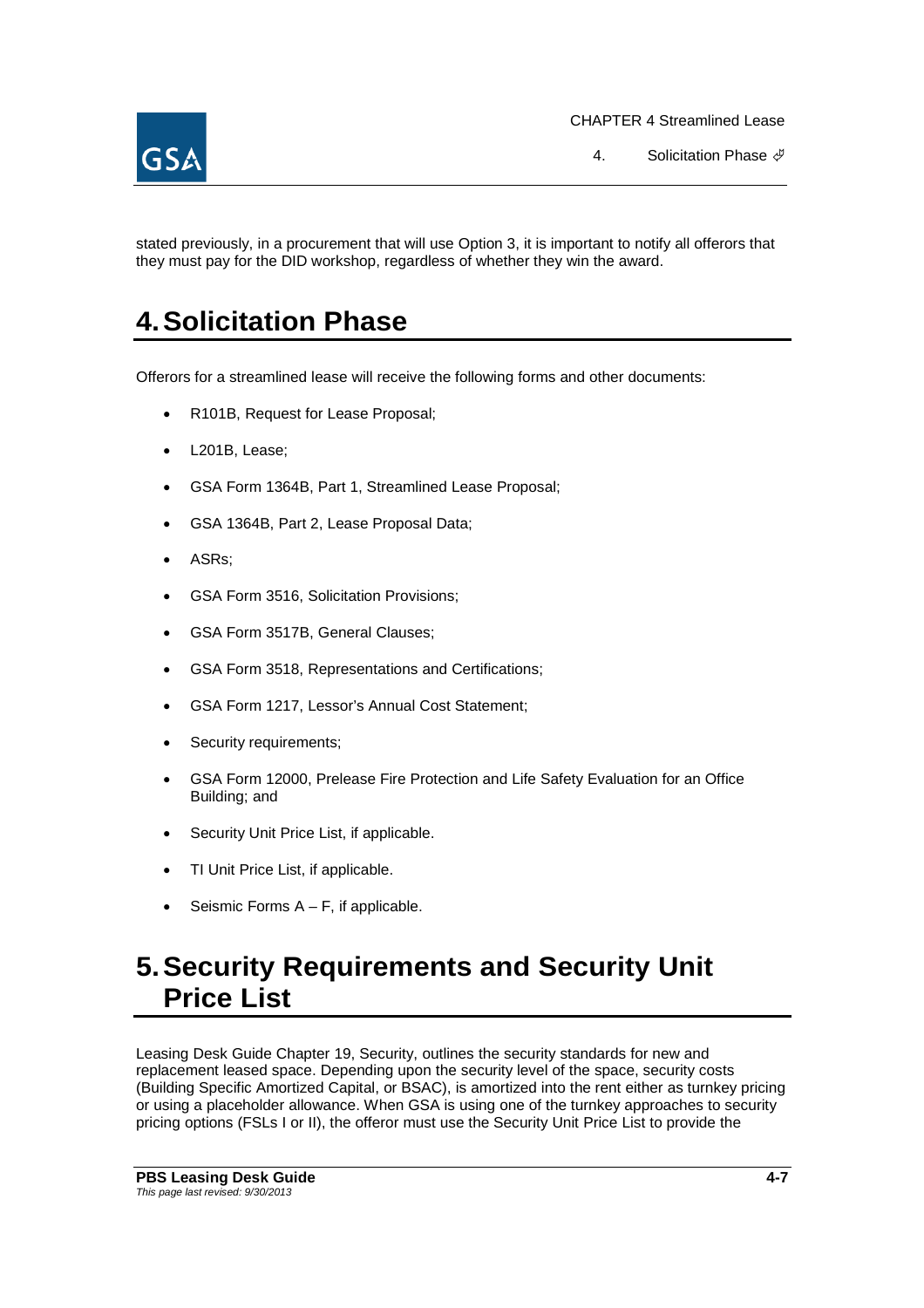stated previously, in a procurement that will use Option 3, it is important to notify all offerors that they must pay for the DID workshop, regardless of whether they win the award.

# 4. Solicitation Phase

Offerors for a streamlined lease will receive the following forms and other documents:

- R101B, Request for Lease Proposal;
- L201B, Lease;
- GSA Form 1364B, Part 1, Streamlined Lease Proposal;
- GSA 1364B, Part 2, Lease Proposal Data;
- ASRs;
- GSA Form 3516, Solicitation Provisions;
- GSA Form 3517B, General Clauses;
- GSA Form 3518, Representations and Certifications;
- GSA Form 1217, Lessor's Annual Cost Statement;
- Security requirements;
- GSA Form 12000, Prelease Fire Protection and Life Safety Evaluation for an Office Building; and
- Security Unit Price List, if applicable.
- TI Unit Price List, if applicable.
- Seismic Forms A – F, if applicable.

# 5. Security Requirements and Security Unit Price List

Leasing Desk Guide Chapter 19, Security, outlines the security standards for new and replacement leased space. Depending upon the security level of the space, security costs (Building Specific Amortized Capital, or BSAC), is amortized into the rent either as turnkey pricing or using a placeholder allowance. When GSA is using one of the turnkey approaches to security pricing options (FSLs I or II), the offeror must use the Security Unit Price List to provide the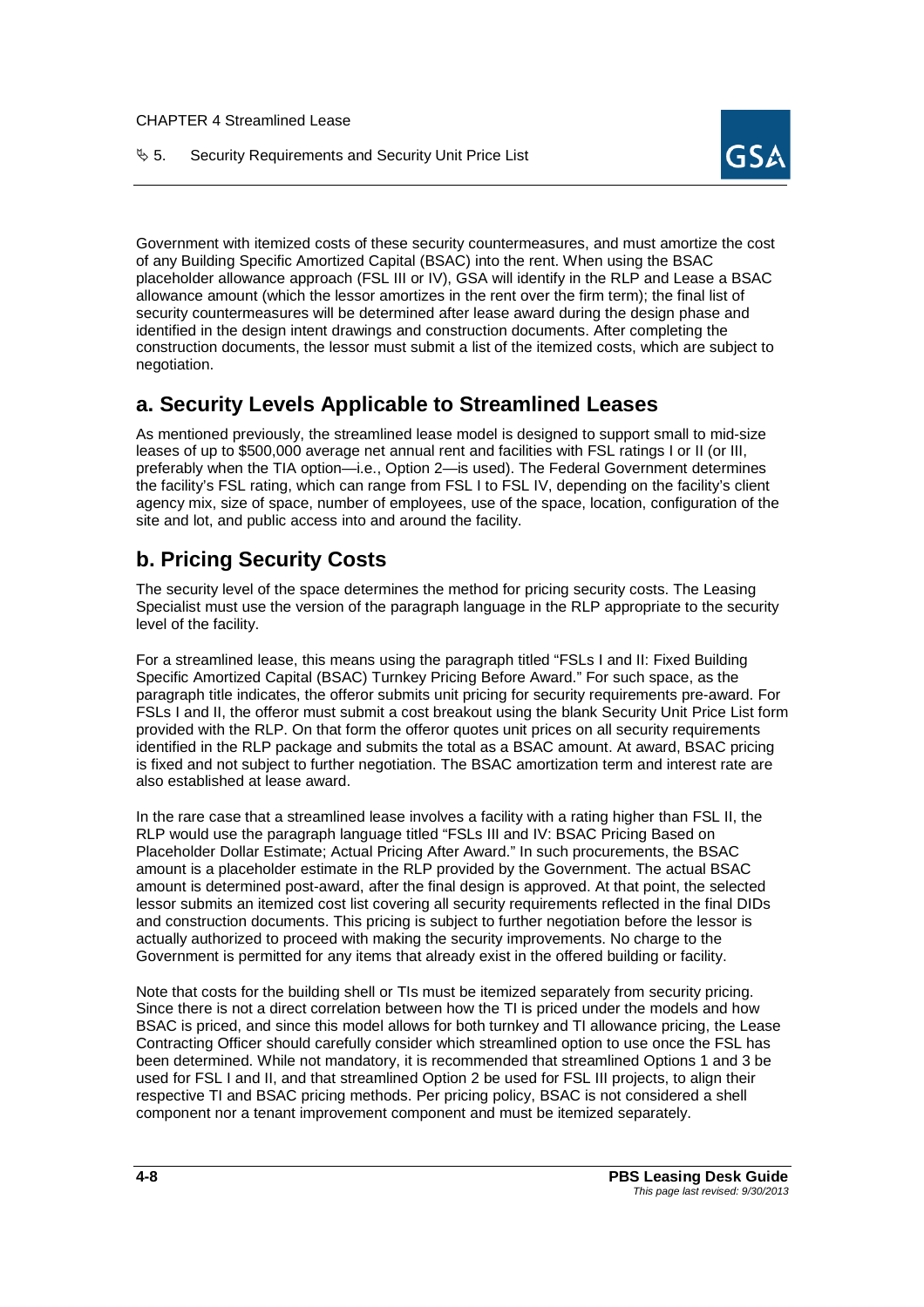Government with itemized costs of these security countermeasures, and must amortize the cost of any Building Specific Amortized Capital (BSAC) into the rent. When using the BSAC placeholder allowance approach (FSL III or IV), GSA will identify in the RLP and Lease a BSAC allowance amount (which the lessor amortizes in the rent over the firm term); the final list of security countermeasures will be determined after lease award during the design phase and identified in the design intent drawings and construction documents. After completing the construction documents, the lessor must submit a list of the itemized costs, which are subject to negotiation.

## a. Security Levels Applicable to Streamlined Leases

As mentioned previously, the streamlined lease model is designed to support small to mid-size leases of up to $500,000 average net annual rent and facilities with FSL ratings I or II (or III, preferably when the TIA option—i.e., Option 2—is used). The Federal Government determines the facility's FSL rating, which can range from FSL I to FSL IV, depending on the facility's client agency mix, size of space, number of employees, use of the space, location, configuration of the site and lot, and public access into and around the facility.

## b. Pricing Security Costs

The security level of the space determines the method for pricing security costs. The Leasing Specialist must use the version of the paragraph language in the RLP appropriate to the security level of the facility.

For a streamlined lease, this means using the paragraph titled "FSLs I and II: Fixed Building Specific Amortized Capital (BSAC) Turnkey Pricing Before Award." For such space, as the paragraph title indicates, the offeror submits unit pricing for security requirements pre-award. For FSLs I and II, the offeror must submit a cost breakout using the blank Security Unit Price List form provided with the RLP. On that form the offeror quotes unit prices on all security requirements identified in the RLP package and submits the total as a BSAC amount. At award, BSAC pricing is fixed and not subject to further negotiation. The BSAC amortization term and interest rate are also established at lease award.

In the rare case that a streamlined lease involves a facility with a rating higher than FSL II, the RLP would use the paragraph language titled "FSLs III and IV: BSAC Pricing Based on Placeholder Dollar Estimate; Actual Pricing After Award." In such procurements, the BSAC amount is a placeholder estimate in the RLP provided by the Government. The actual BSAC amount is determined post-award, after the final design is approved. At that point, the selected lessor submits an itemized cost list covering all security requirements reflected in the final DIDs and construction documents. This pricing is subject to further negotiation before the lessor is actually authorized to proceed with making the security improvements. No charge to the Government is permitted for any items that already exist in the offered building or facility.

Note that costs for the building shell or TIs must be itemized separately from security pricing. Since there is not a direct correlation between how the TI is priced under the models and how BSAC is priced, and since this model allows for both turnkey and TI allowance pricing, the Lease Contracting Officer should carefully consider which streamlined option to use once the FSL has been determined. While not mandatory, it is recommended that streamlined Options 1 and 3 be used for FSL I and II, and that streamlined Option 2 be used for FSL III projects, to align their respective TI and BSAC pricing methods. Per pricing policy, BSAC is not considered a shell component nor a tenant improvement component and must be itemized separately.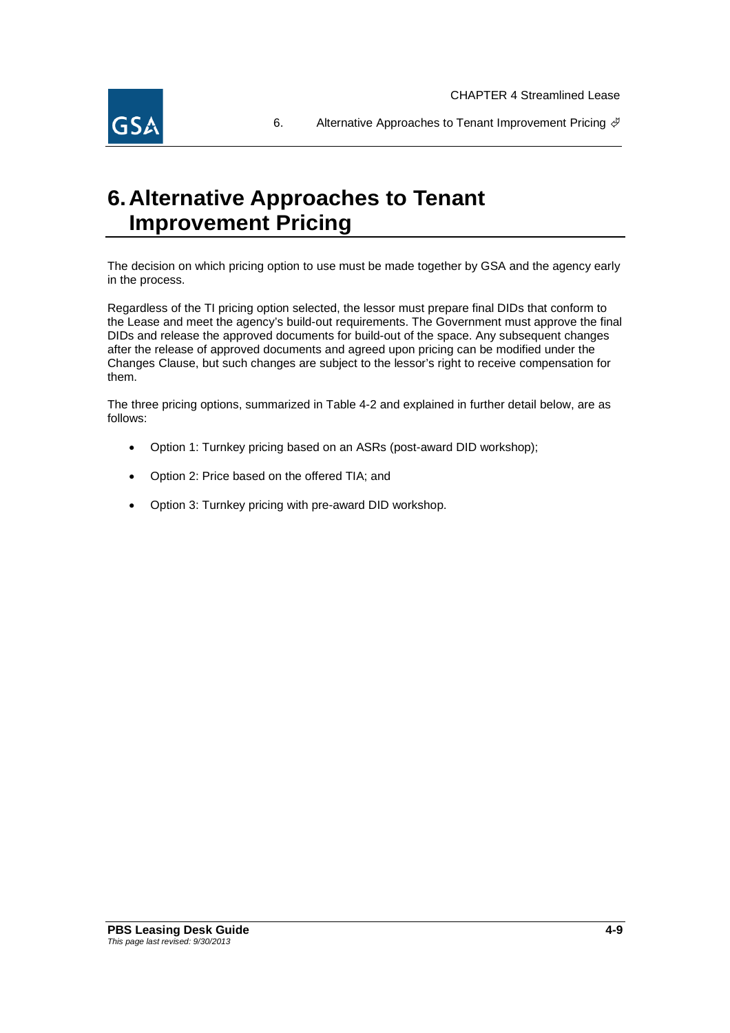# 6. Alternative Approaches to Tenant Improvement Pricing

The decision on which pricing option to use must be made together by GSA and the agency early in the process.

Regardless of the TI pricing option selected, the lessor must prepare final DIDs that conform to the Lease and meet the agency's build-out requirements. The Government must approve the final DIDs and release the approved documents for build-out of the space. Any subsequent changes after the release of approved documents and agreed upon pricing can be modified under the Changes Clause, but such changes are subject to the lessor's right to receive compensation for them.

The three pricing options, summarized in Table 4-2 and explained in further detail below, are as follows:

- Option 1: Turnkey pricing based on an ASRs (post-award DID workshop);
- Option 2: Price based on the offered TIA; and
- Option 3: Turnkey pricing with pre-award DID workshop.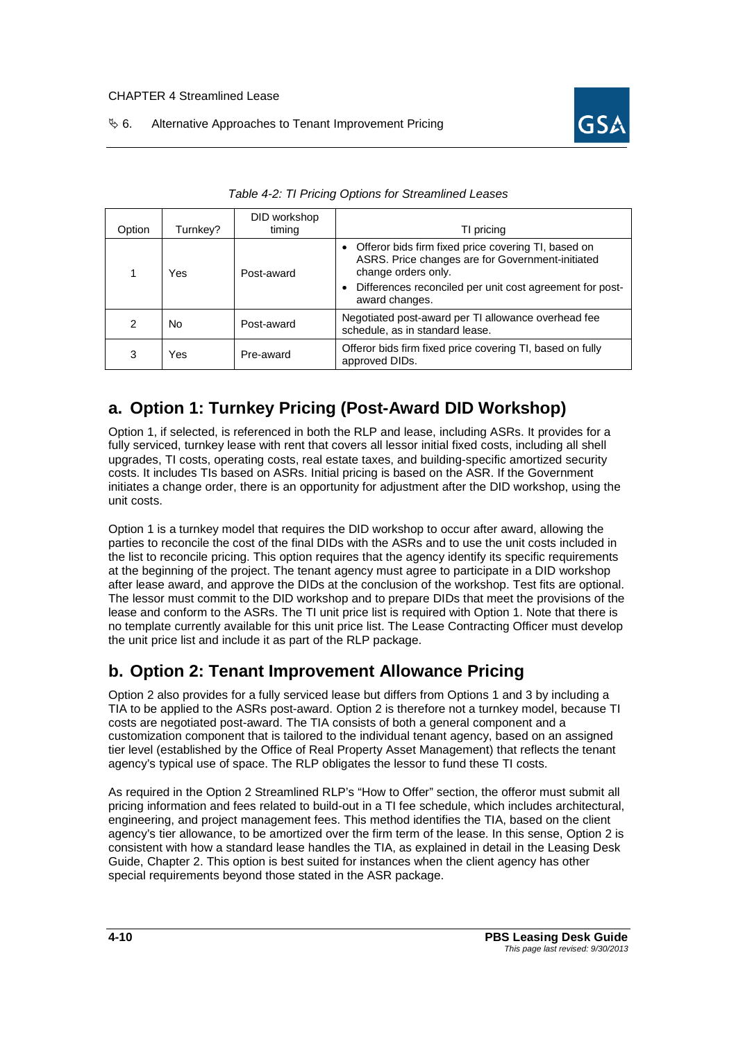*Table 4-2: TI Pricing Options for Streamlined Leases*

| Option | Turnkey? | DID workshop timing | TI pricing |
|---|---|---|---|
| 1 | Yes | Post-award | • Offeror bids firm fixed price covering TI, based on ASRS. Price changes are for Government-initiated change orders only.<br>• Differences reconciled per unit cost agreement for post-award changes. |
| 2 | No | Post-award | Negotiated post-award per TI allowance overhead fee schedule, as in standard lease. |
| 3 | Yes | Pre-award | Offeror bids firm fixed price covering TI, based on fully approved DIDs. |

## a. Option 1: Turnkey Pricing (Post-Award DID Workshop)

Option 1, if selected, is referenced in both the RLP and lease, including ASRs. It provides for a fully serviced, turnkey lease with rent that covers all lessor initial fixed costs, including all shell upgrades, TI costs, operating costs, real estate taxes, and building-specific amortized security costs. It includes TIs based on ASRs. Initial pricing is based on the ASR. If the Government initiates a change order, there is an opportunity for adjustment after the DID workshop, using the unit costs.

Option 1 is a turnkey model that requires the DID workshop to occur after award, allowing the parties to reconcile the cost of the final DIDs with the ASRs and to use the unit costs included in the list to reconcile pricing. This option requires that the agency identify its specific requirements at the beginning of the project. The tenant agency must agree to participate in a DID workshop after lease award, and approve the DIDs at the conclusion of the workshop. Test fits are optional. The lessor must commit to the DID workshop and to prepare DIDs that meet the provisions of the lease and conform to the ASRs. The TI unit price list is required with Option 1. Note that there is no template currently available for this unit price list. The Lease Contracting Officer must develop the unit price list and include it as part of the RLP package.

## b. Option 2: Tenant Improvement Allowance Pricing

Option 2 also provides for a fully serviced lease but differs from Options 1 and 3 by including a TIA to be applied to the ASRs post-award. Option 2 is therefore not a turnkey model, because TI costs are negotiated post-award. The TIA consists of both a general component and a customization component that is tailored to the individual tenant agency, based on an assigned tier level (established by the Office of Real Property Asset Management) that reflects the tenant agency's typical use of space. The RLP obligates the lessor to fund these TI costs.

As required in the Option 2 Streamlined RLP's "How to Offer" section, the offeror must submit all pricing information and fees related to build-out in a TI fee schedule, which includes architectural, engineering, and project management fees. This method identifies the TIA, based on the client agency's tier allowance, to be amortized over the firm term of the lease. In this sense, Option 2 is consistent with how a standard lease handles the TIA, as explained in detail in the Leasing Desk Guide, Chapter 2. This option is best suited for instances when the client agency has other special requirements beyond those stated in the ASR package.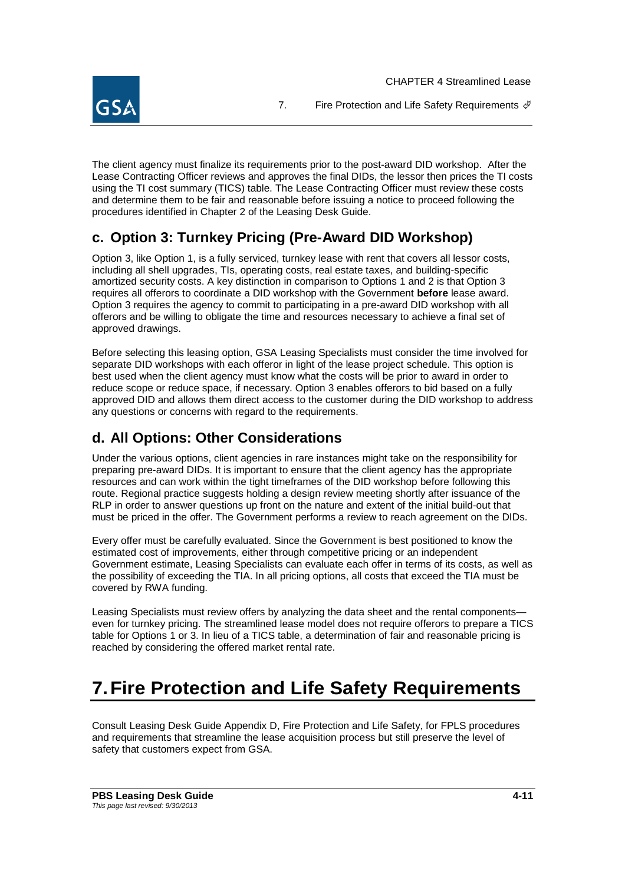The client agency must finalize its requirements prior to the post-award DID workshop. After the Lease Contracting Officer reviews and approves the final DIDs, the lessor then prices the TI costs using the TI cost summary (TICS) table. The Lease Contracting Officer must review these costs and determine them to be fair and reasonable before issuing a notice to proceed following the procedures identified in Chapter 2 of the Leasing Desk Guide.

### c. Option 3: Turnkey Pricing (Pre-Award DID Workshop)

Option 3, like Option 1, is a fully serviced, turnkey lease with rent that covers all lessor costs, including all shell upgrades, TIs, operating costs, real estate taxes, and building-specific amortized security costs. A key distinction in comparison to Options 1 and 2 is that Option 3 requires all offerors to coordinate a DID workshop with the Government **before** lease award. Option 3 requires the agency to commit to participating in a pre-award DID workshop with all offerors and be willing to obligate the time and resources necessary to achieve a final set of approved drawings.

Before selecting this leasing option, GSA Leasing Specialists must consider the time involved for separate DID workshops with each offeror in light of the lease project schedule. This option is best used when the client agency must know what the costs will be prior to award in order to reduce scope or reduce space, if necessary. Option 3 enables offerors to bid based on a fully approved DID and allows them direct access to the customer during the DID workshop to address any questions or concerns with regard to the requirements.

### d. All Options: Other Considerations

Under the various options, client agencies in rare instances might take on the responsibility for preparing pre-award DIDs. It is important to ensure that the client agency has the appropriate resources and can work within the tight timeframes of the DID workshop before following this route. Regional practice suggests holding a design review meeting shortly after issuance of the RLP in order to answer questions up front on the nature and extent of the initial build-out that must be priced in the offer. The Government performs a review to reach agreement on the DIDs.

Every offer must be carefully evaluated. Since the Government is best positioned to know the estimated cost of improvements, either through competitive pricing or an independent Government estimate, Leasing Specialists can evaluate each offer in terms of its costs, as well as the possibility of exceeding the TIA. In all pricing options, all costs that exceed the TIA must be covered by RWA funding.

Leasing Specialists must review offers by analyzing the data sheet and the rental components—even for turnkey pricing. The streamlined lease model does not require offerors to prepare a TICS table for Options 1 or 3. In lieu of a TICS table, a determination of fair and reasonable pricing is reached by considering the offered market rental rate.

# 7. Fire Protection and Life Safety Requirements

Consult Leasing Desk Guide Appendix D, Fire Protection and Life Safety, for FPLS procedures and requirements that streamline the lease acquisition process but still preserve the level of safety that customers expect from GSA.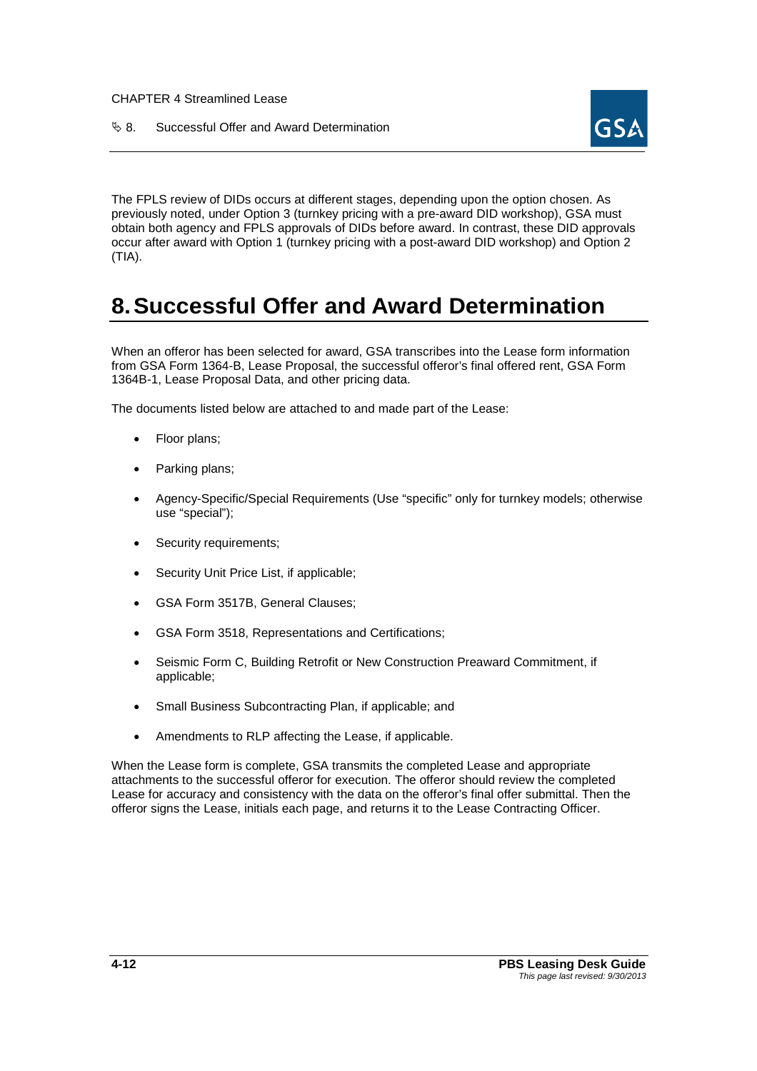The FPLS review of DIDs occurs at different stages, depending upon the option chosen. As previously noted, under Option 3 (turnkey pricing with a pre-award DID workshop), GSA must obtain both agency and FPLS approvals of DIDs before award. In contrast, these DID approvals occur after award with Option 1 (turnkey pricing with a post-award DID workshop) and Option 2 (TIA).

# 8. Successful Offer and Award Determination

When an offeror has been selected for award, GSA transcribes into the Lease form information from GSA Form 1364-B, Lease Proposal, the successful offeror's final offered rent, GSA Form 1364B-1, Lease Proposal Data, and other pricing data.

The documents listed below are attached to and made part of the Lease:

- Floor plans;
- Parking plans;
- Agency-Specific/Special Requirements (Use "specific" only for turnkey models; otherwise use "special");
- Security requirements;
- Security Unit Price List, if applicable;
- GSA Form 3517B, General Clauses;
- GSA Form 3518, Representations and Certifications;
- Seismic Form C, Building Retrofit or New Construction Preaward Commitment, if applicable;
- Small Business Subcontracting Plan, if applicable; and
- Amendments to RLP affecting the Lease, if applicable.

When the Lease form is complete, GSA transmits the completed Lease and appropriate attachments to the successful offeror for execution. The offeror should review the completed Lease for accuracy and consistency with the data on the offeror's final offer submittal. Then the offeror signs the Lease, initials each page, and returns it to the Lease Contracting Officer.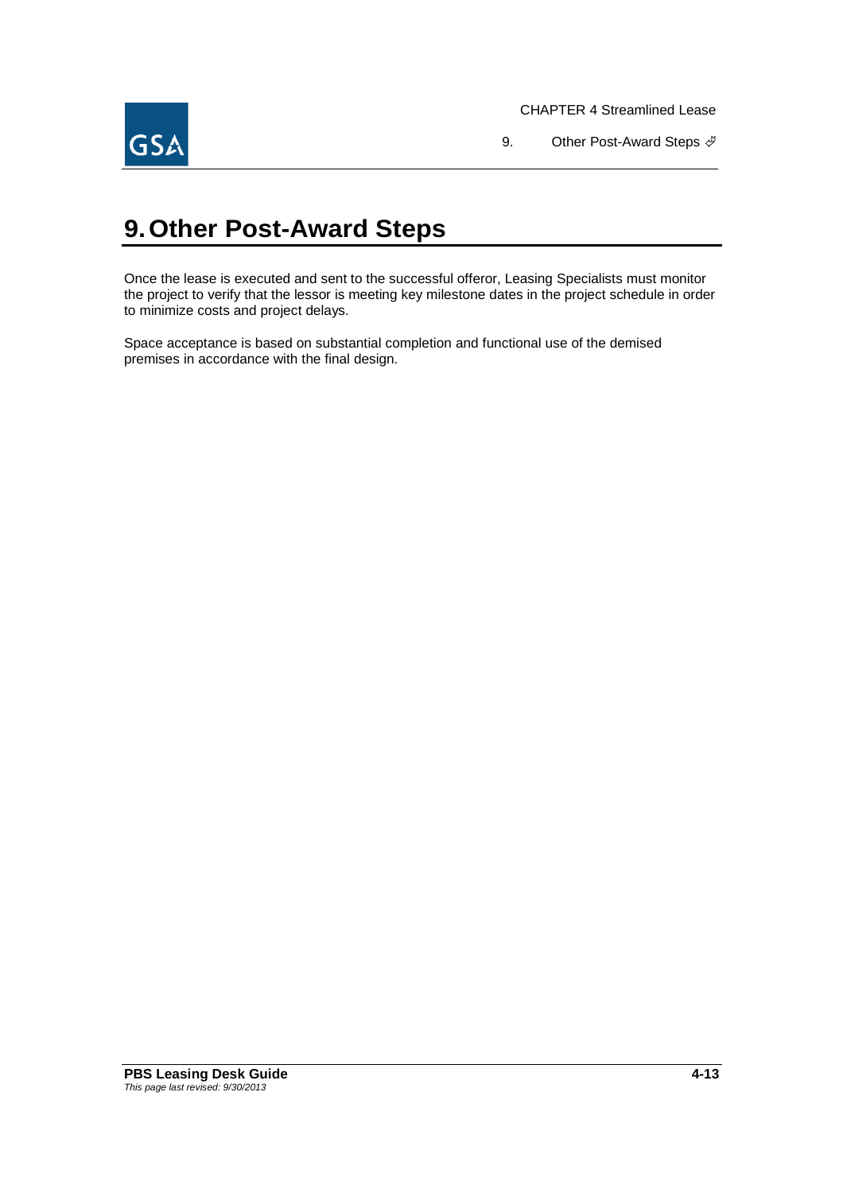# 9. Other Post-Award Steps

Once the lease is executed and sent to the successful offeror, Leasing Specialists must monitor the project to verify that the lessor is meeting key milestone dates in the project schedule in order to minimize costs and project delays.

Space acceptance is based on substantial completion and functional use of the demised premises in accordance with the final design.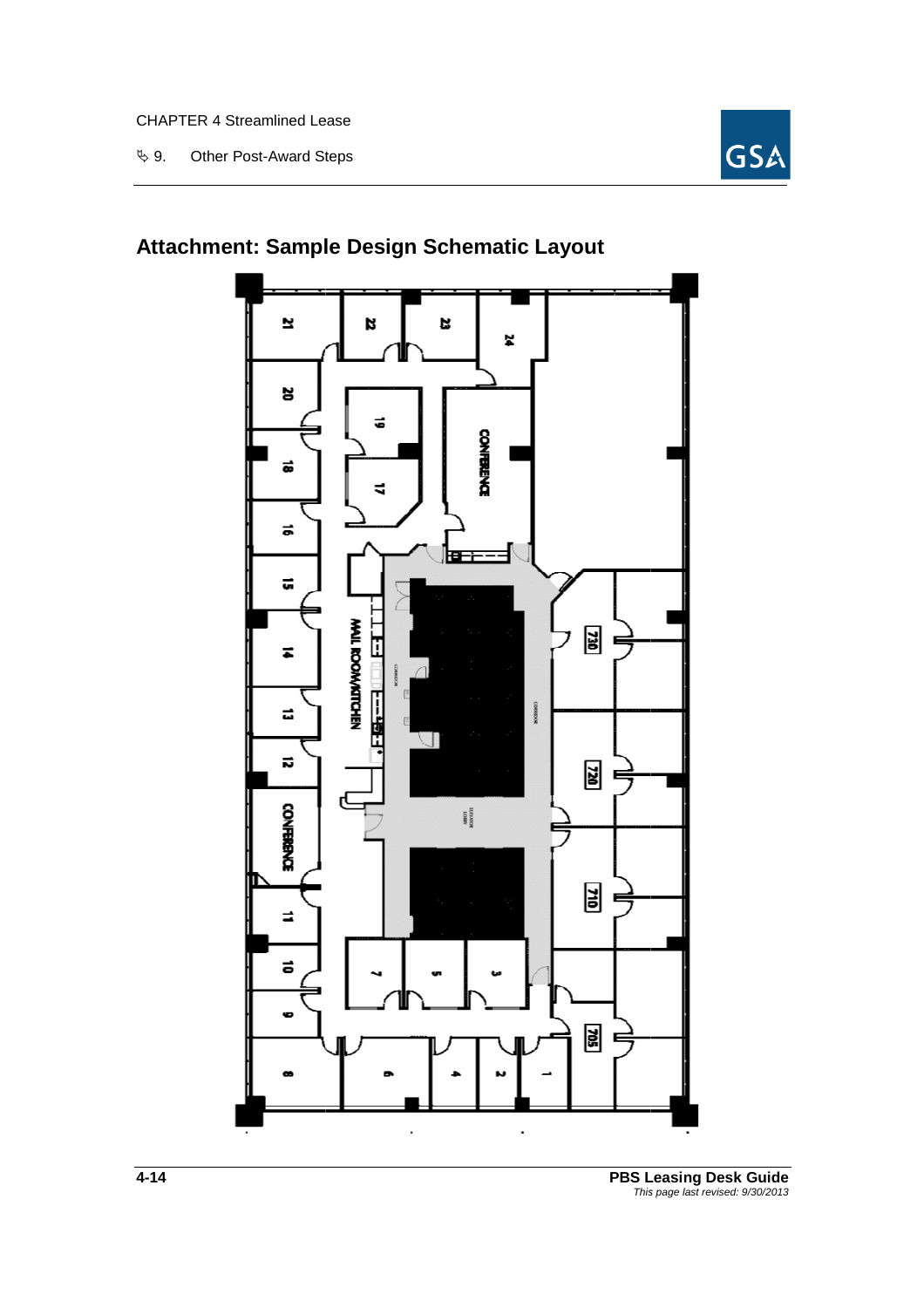## Attachment: Sample Design Schematic Layout

21
22
23
24
20
19
CONFERENCE
18
17
16
15
MAIL ROOM/KITCHEN
730
14
13
12
720
CONFERENCE
710
11
10
7
5
3
9
705
8
6
4
2
1